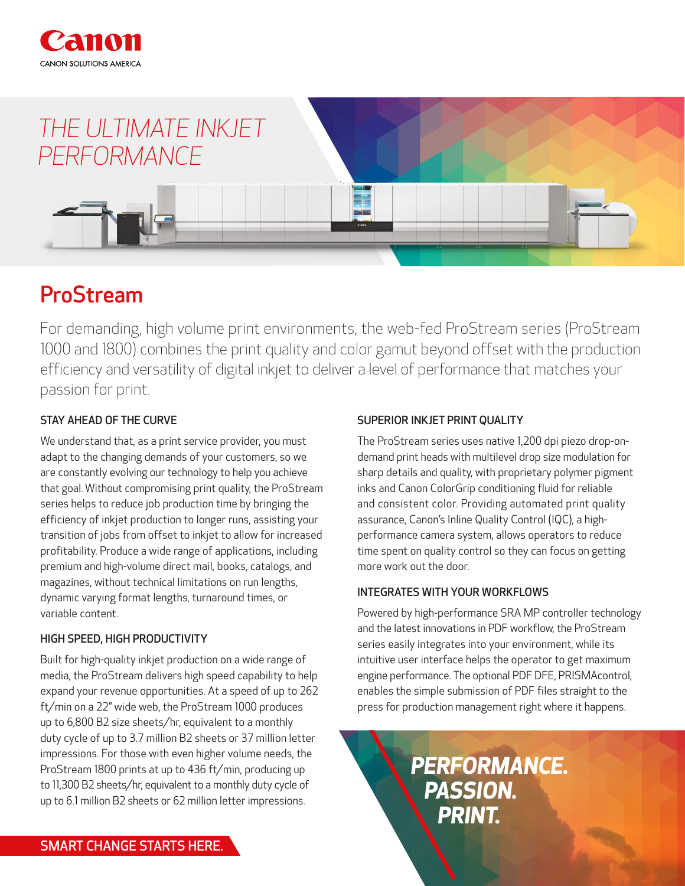Canon

CANON SOLUTIONS AMERICA

# THE ULTIMATE INKJET PERFORMANCE

# ProStream

For demanding, high volume print environments, the web-fed ProStream series (ProStream 1000 and 1800) combines the print quality and color gamut beyond offset with the production efficiency and versatility of digital inkjet to deliver a level of performance that matches your passion for print.

### STAY AHEAD OF THE CURVE

We understand that, as a print service provider, you must adapt to the changing demands of your customers, so we are constantly evolving our technology to help you achieve that goal. Without compromising print quality, the ProStream series helps to reduce job production time by bringing the efficiency of inkjet production to longer runs, assisting your transition of jobs from offset to inkjet to allow for increased profitability. Produce a wide range of applications, including premium and high-volume direct mail, books, catalogs, and magazines, without technical limitations on run lengths, dynamic varying format lengths, turnaround times, or variable content.

### HIGH SPEED, HIGH PRODUCTIVITY

Built for high-quality inkjet production on a wide range of media, the ProStream delivers high speed capability to help expand your revenue opportunities. At a speed of up to 262 ft/min on a 22" wide web, the ProStream 1000 produces up to 6,800 B2 size sheets/hr, equivalent to a monthly duty cycle of up to 3.7 million B2 sheets or 37 million letter impressions. For those with even higher volume needs, the ProStream 1800 prints at up to 436 ft/min, producing up to 11,300 B2 sheets/hr, equivalent to a monthly duty cycle of up to 6.1 million B2 sheets or 62 million letter impressions.

### SUPERIOR INKJET PRINT QUALITY

The ProStream series uses native 1,200 dpi piezo drop-on-demand print heads with multilevel drop size modulation for sharp details and quality, with proprietary polymer pigment inks and Canon ColorGrip conditioning fluid for reliable and consistent color. Providing automated print quality assurance, Canon's Inline Quality Control (IQC), a high-performance camera system, allows operators to reduce time spent on quality control so they can focus on getting more work out the door.

### INTEGRATES WITH YOUR WORKFLOWS

Powered by high-performance SRA MP controller technology and the latest innovations in PDF workflow, the ProStream series easily integrates into your environment, while its intuitive user interface helps the operator to get maximum engine performance. The optional PDF DFE, PRISMAcontrol, enables the simple submission of PDF files straight to the press for production management right where it happens.

**PERFORMANCE. PASSION. PRINT.**

**SMART CHANGE STARTS HERE.**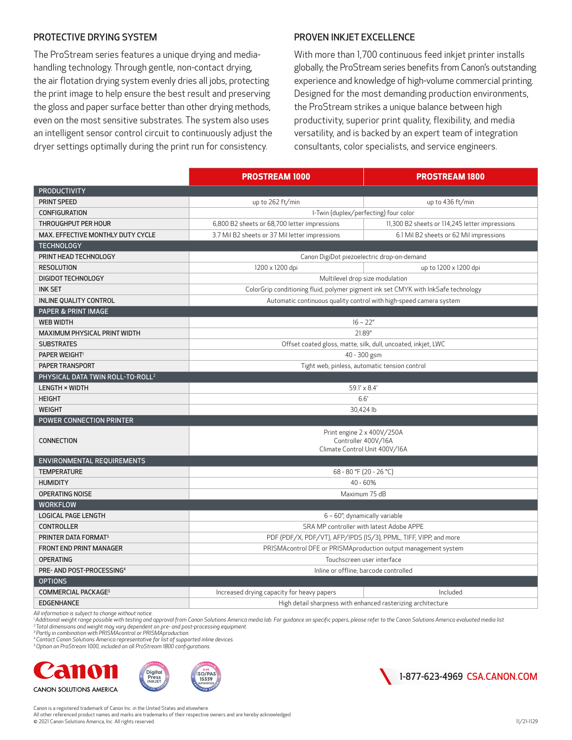## PROTECTIVE DRYING SYSTEM

The ProStream series features a unique drying and media-handling technology. Through gentle, non-contact drying, the air flotation drying system evenly dries all jobs, protecting the print image to help ensure the best result and preserving the gloss and paper surface better than other drying methods, even on the most sensitive substrates. The system also uses an intelligent sensor control circuit to continuously adjust the dryer settings optimally during the print run for consistency.

## PROVEN INKJET EXCELLENCE

With more than 1,700 continuous feed inkjet printer installs globally, the ProStream series benefits from Canon's outstanding experience and knowledge of high-volume commercial printing. Designed for the most demanding production environments, the ProStream strikes a unique balance between high productivity, superior print quality, flexibility, and media versatility, and is backed by an expert team of integration consultants, color specialists, and service engineers.

| | PROSTREAM 1000 | PROSTREAM 1800 |
|---|---|---|
| **PRODUCTIVITY** | | |
| PRINT SPEED | up to 262 ft/min | up to 436 ft/min |
| CONFIGURATION | I-Twin (duplex/perfecting) four color | |
| THROUGHPUT PER HOUR | 6,800 B2 sheets or 68,700 letter impressions | 11,300 B2 sheets or 114,245 letter impressions |
| MAX. EFFECTIVE MONTHLY DUTY CYCLE | 3.7 Mil B2 sheets or 37 Mil letter impressions | 6.1 Mil B2 sheets or 62 Mil impressions |
| **TECHNOLOGY** | | |
| PRINT HEAD TECHNOLOGY | Canon DigiDot piezoelectric drop-on-demand | |
| RESOLUTION | 1200 x 1200 dpi | up to 1200 x 1200 dpi |
| DIGIDOT TECHNOLOGY | Multilevel drop size modulation | |
| INK SET | ColorGrip conditioning fluid, polymer pigment ink set CMYK with InkSafe technology | |
| INLINE QUALITY CONTROL | Automatic continuous quality control with high-speed camera system | |
| **PAPER & PRINT IMAGE** | | |
| WEB WIDTH | 16 – 22" | |
| MAXIMUM PHYSICAL PRINT WIDTH | 21.89" | |
| SUBSTRATES | Offset coated gloss, matte, silk, dull, uncoated, inkjet, LWC | |
| PAPER WEIGHT[1] | 40 - 300 gsm | |
| PAPER TRANSPORT | Tight web, pinless, automatic tension control | |
| **PHYSICAL DATA TWIN ROLL-TO-ROLL[2]** | | |
| LENGTH × WIDTH | 59.1' x 8.4' | |
| HEIGHT | 6.6' | |
| WEIGHT | 30,424 lb | |
| **POWER CONNECTION PRINTER** | | |
| CONNECTION | Print engine 2 x 400V/250A<br>Controller 400V/16A<br>Climate Control Unit 400V/16A | |
| **ENVIRONMENTAL REQUIREMENTS** | | |
| TEMPERATURE | 68 - 80 °F (20 - 26 °C) | |
| HUMIDITY | 40 - 60% | |
| OPERATING NOISE | Maximum 75 dB | |
| **WORKFLOW** | | |
| LOGICAL PAGE LENGTH | 6 – 60", dynamically variable | |
| CONTROLLER | SRA MP controller with latest Adobe APPE | |
| PRINTER DATA FORMAT[3] | PDF (PDF/X, PDF/VT), AFP/IPDS (IS/3), PPML, TIFF, VIPP, and more | |
| FRONT END PRINT MANAGER | PRISMAcontrol DFE or PRISMAproduction output management system | |
| OPERATING | Touchscreen user interface | |
| PRE- AND POST-PROCESSING[4] | Inline or offline; barcode controlled | |
| **OPTIONS** | | |
| COMMERCIAL PACKAGE[5] | Increased drying capacity for heavy papers | Included |
| EDGENHANCE | High detail sharpness with enhanced rasterizing architecture | |

*All information is subject to change without notice.*

*[1] Additional weight range possible with testing and approval from Canon Solutions America media lab. For guidance on specific papers, please refer to the Canon Solutions America evaluated media list.*

*[2] Total dimensions and weight may vary dependent on pre- and post-processing equipment.*

*[3] Partly in combination with PRISMAcontrol or PRISMAproduction.*

*[4] Contact Canon Solutions America representative for list of supported inline devices.*

*[5] Option on ProStream 1000, included on all ProStream 1800 configurations.*

Canon

CANON SOLUTIONS AMERICA

1-877-623-4969 CSA.CANON.COM

Canon is a registered trademark of Canon Inc. in the United States and elsewhere.
All other referenced product names and marks are trademarks of their respective owners and are hereby acknowledged.
© 2021 Canon Solutions America, Inc. All rights reserved.

11/21-1129